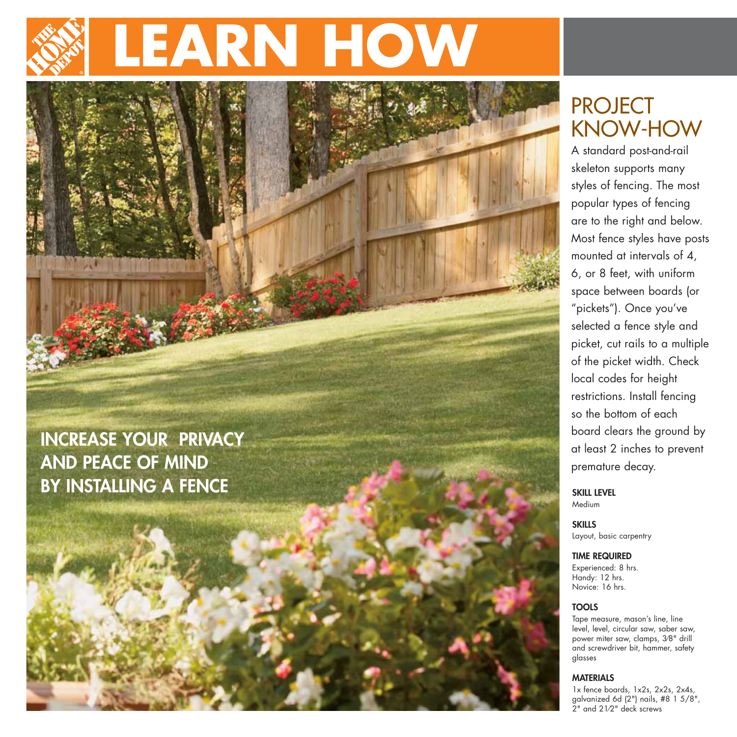# LEARN HOW

## INCREASE YOUR PRIVACY AND PEACE OF MIND BY INSTALLING A FENCE

## PROJECT KNOW-HOW

A standard post-and-rail skeleton supports many styles of fencing. The most popular types of fencing are to the right and below. Most fence styles have posts mounted at intervals of 4, 6, or 8 feet, with uniform space between boards (or "pickets"). Once you've selected a fence style and picket, cut rails to a multiple of the picket width. Check local codes for height restrictions. Install fencing so the bottom of each board clears the ground by at least 2 inches to prevent premature decay.

**SKILL LEVEL**
Medium

**SKILLS**
Layout, basic carpentry

**TIME REQUIRED**
Experienced: 8 hrs.
Handy: 12 hrs.
Novice: 16 hrs.

**TOOLS**
Tape measure, mason's line, line level, level, circular saw, saber saw, power miter saw, clamps, 3⁄8" drill and screwdriver bit, hammer, safety glasses

**MATERIALS**
1x fence boards, 1x2s, 2x2s, 2x4s, galvanized 6d (2") nails, #8 1 5/8", 2" and 21⁄2" deck screws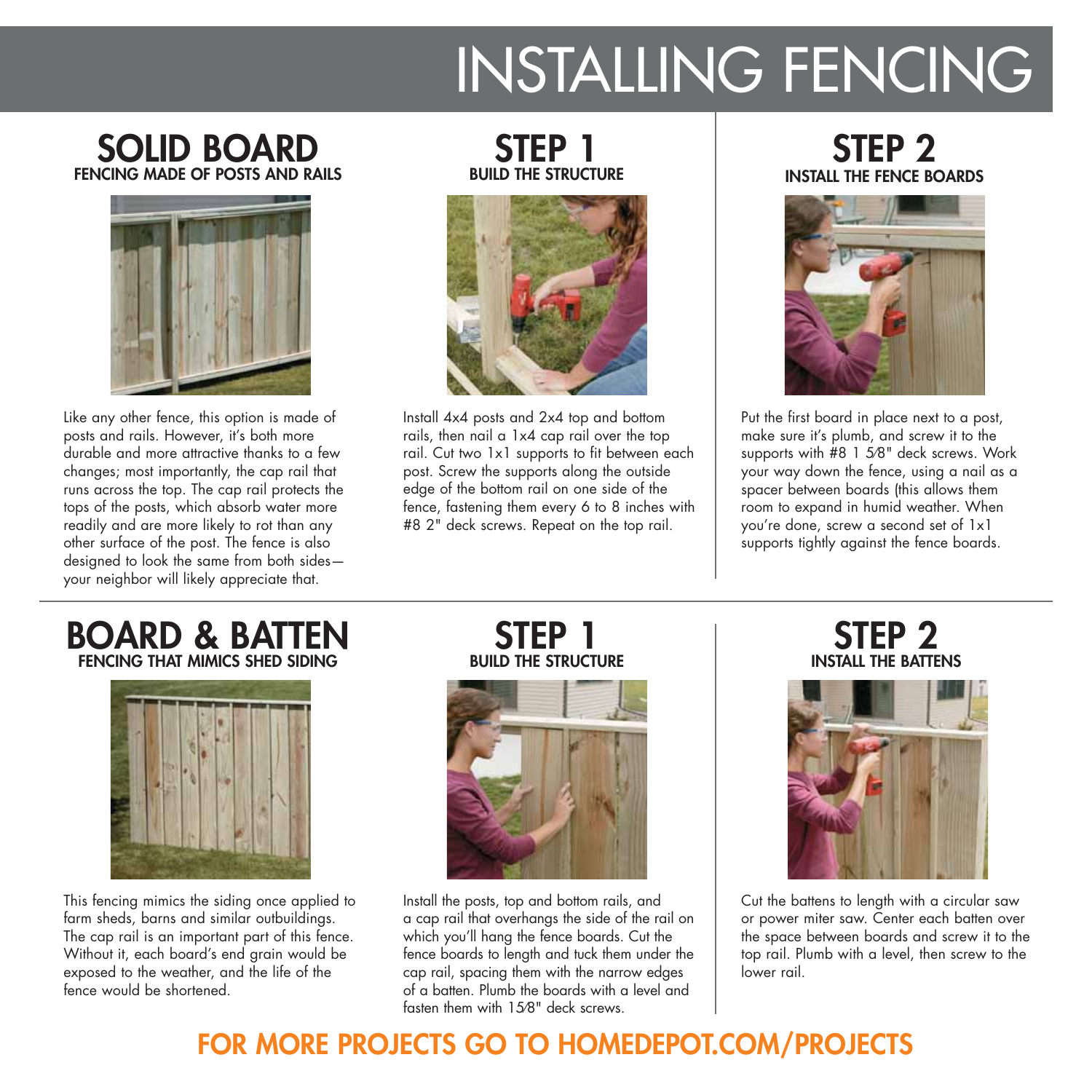# INSTALLING FENCING

## SOLID BOARD

### FENCING MADE OF POSTS AND RAILS

Like any other fence, this option is made of posts and rails. However, it's both more durable and more attractive thanks to a few changes; most importantly, the cap rail that runs across the top. The cap rail protects the tops of the posts, which absorb water more readily and are more likely to rot than any other surface of the post. The fence is also designed to look the same from both sides—your neighbor will likely appreciate that.

## STEP 1

### BUILD THE STRUCTURE

Install 4x4 posts and 2x4 top and bottom rails, then nail a 1x4 cap rail over the top rail. Cut two 1x1 supports to fit between each post. Screw the supports along the outside edge of the bottom rail on one side of the fence, fastening them every 6 to 8 inches with #8 2" deck screws. Repeat on the top rail.

## STEP 2

### INSTALL THE FENCE BOARDS

Put the first board in place next to a post, make sure it's plumb, and screw it to the supports with #8 1 5⁄8" deck screws. Work your way down the fence, using a nail as a spacer between boards (this allows them room to expand in humid weather. When you're done, screw a second set of 1x1 supports tightly against the fence boards.

## BOARD & BATTEN

### FENCING THAT MIMICS SHED SIDING

This fencing mimics the siding once applied to farm sheds, barns and similar outbuildings. The cap rail is an important part of this fence. Without it, each board's end grain would be exposed to the weather, and the life of the fence would be shortened.

## STEP 1

### BUILD THE STRUCTURE

Install the posts, top and bottom rails, and a cap rail that overhangs the side of the rail on which you'll hang the fence boards. Cut the fence boards to length and tuck them under the cap rail, spacing them with the narrow edges of a batten. Plumb the boards with a level and fasten them with 15⁄8" deck screws.

## STEP 2

### INSTALL THE BATTENS

Cut the battens to length with a circular saw or power miter saw. Center each batten over the space between boards and screw it to the top rail. Plumb with a level, then screw to the lower rail.

**FOR MORE PROJECTS GO TO HOMEDEPOT.COM/PROJECTS**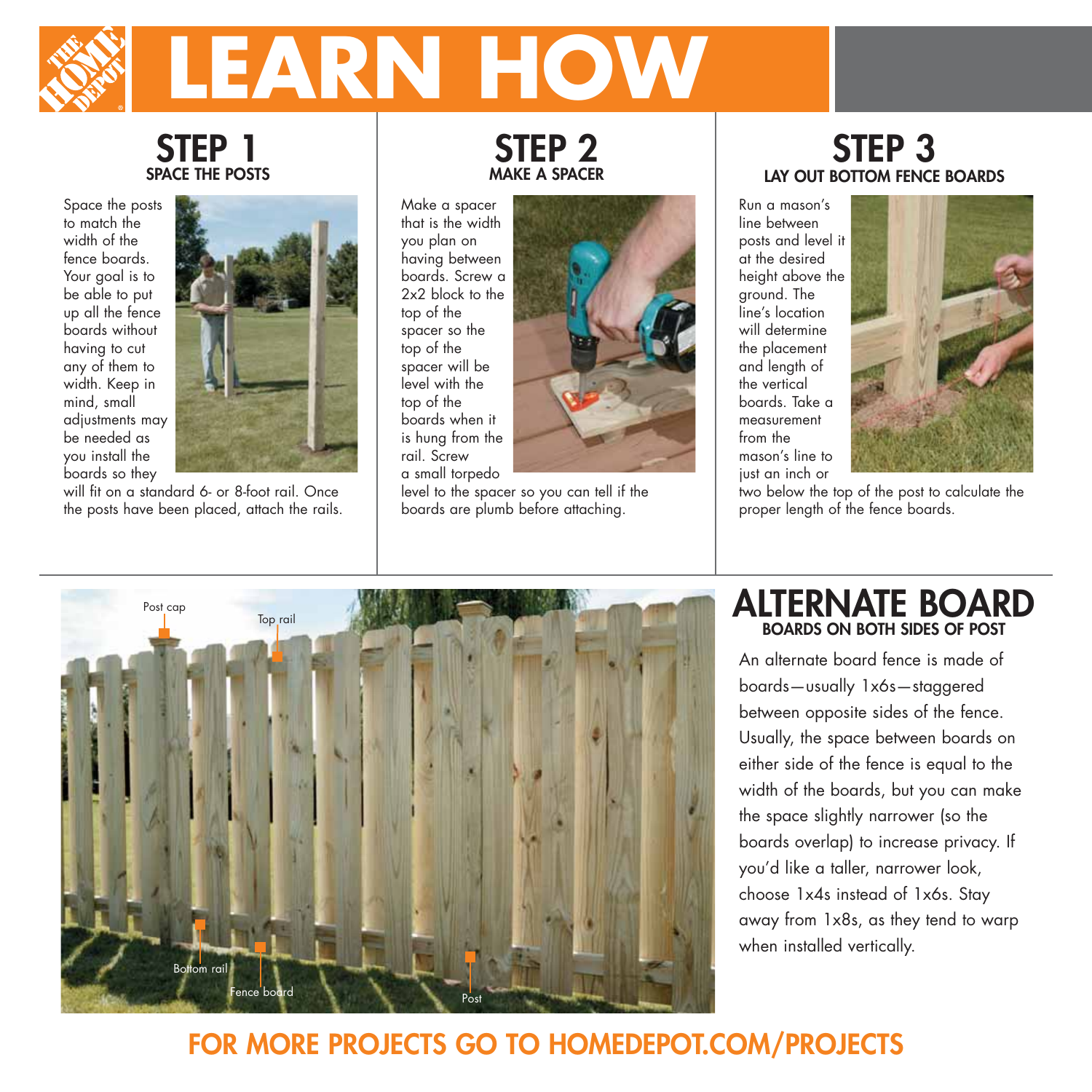# LEARN HOW

## STEP 1
### SPACE THE POSTS

Space the posts to match the width of the fence boards. Your goal is to be able to put up all the fence boards without having to cut any of them to width. Keep in mind, small adjustments may be needed as you install the boards so they will fit on a standard 6- or 8-foot rail. Once the posts have been placed, attach the rails.

## STEP 2
### MAKE A SPACER

Make a spacer that is the width you plan on having between boards. Screw a 2x2 block to the top of the spacer so the top of the spacer will be level with the top of the boards when it is hung from the rail. Screw a small torpedo level to the spacer so you can tell if the boards are plumb before attaching.

## STEP 3
### LAY OUT BOTTOM FENCE BOARDS

Run a mason's line between posts and level it at the desired height above the ground. The line's location will determine the placement and length of the vertical boards. Take a measurement from the mason's line to just an inch or two below the top of the post to calculate the proper length of the fence boards.

Post cap

Top rail

Bottom rail

Fence board

Post

## ALTERNATE BOARD
### BOARDS ON BOTH SIDES OF POST

An alternate board fence is made of boards—usually 1x6s—staggered between opposite sides of the fence. Usually, the space between boards on either side of the fence is equal to the width of the boards, but you can make the space slightly narrower (so the boards overlap) to increase privacy. If you'd like a taller, narrower look, choose 1x4s instead of 1x6s. Stay away from 1x8s, as they tend to warp when installed vertically.

**FOR MORE PROJECTS GO TO HOMEDEPOT.COM/PROJECTS**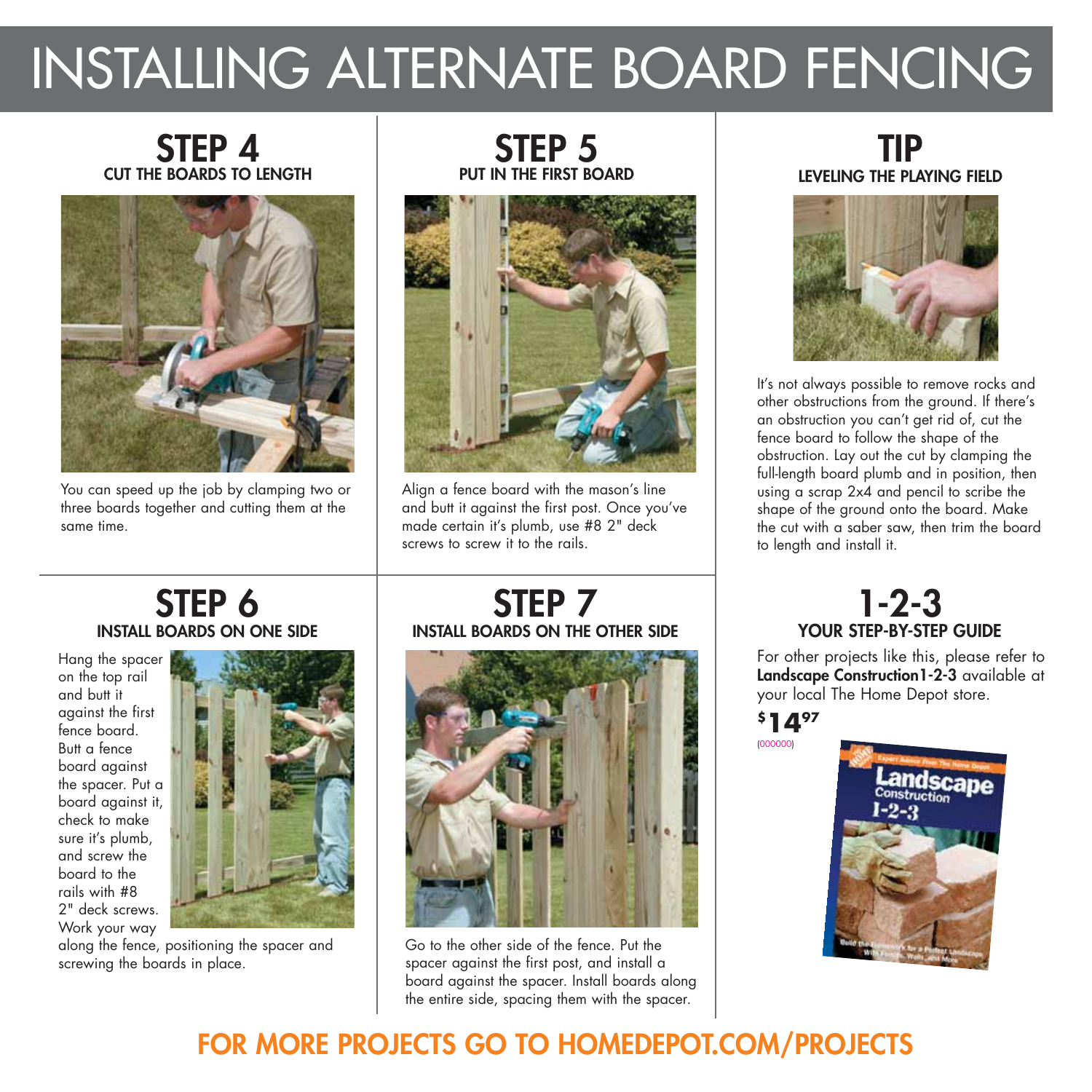# INSTALLING ALTERNATE BOARD FENCING

## STEP 4
### CUT THE BOARDS TO LENGTH

You can speed up the job by clamping two or three boards together and cutting them at the same time.

## STEP 5
### PUT IN THE FIRST BOARD

Align a fence board with the mason's line and butt it against the first post. Once you've made certain it's plumb, use #8 2" deck screws to screw it to the rails.

## TIP
### LEVELING THE PLAYING FIELD

It's not always possible to remove rocks and other obstructions from the ground. If there's an obstruction you can't get rid of, cut the fence board to follow the shape of the obstruction. Lay out the cut by clamping the full-length board plumb and in position, then using a scrap 2x4 and pencil to scribe the shape of the ground onto the board. Make the cut with a saber saw, then trim the board to length and install it.

## STEP 6
### INSTALL BOARDS ON ONE SIDE

Hang the spacer on the top rail and butt it against the first fence board. Butt a fence board against the spacer. Put a board against it, check to make sure it's plumb, and screw the board to the rails with #8 2" deck screws. Work your way along the fence, positioning the spacer and screwing the boards in place.

## STEP 7
### INSTALL BOARDS ON THE OTHER SIDE

Go to the other side of the fence. Put the spacer against the first post, and install a board against the spacer. Install boards along the entire side, spacing them with the spacer.

## 1-2-3
### YOUR STEP-BY-STEP GUIDE

For other projects like this, please refer to **Landscape Construction1-2-3** available at your local The Home Depot store.

**$14.97**

(000000)

**FOR MORE PROJECTS GO TO HOMEDEPOT.COM/PROJECTS**